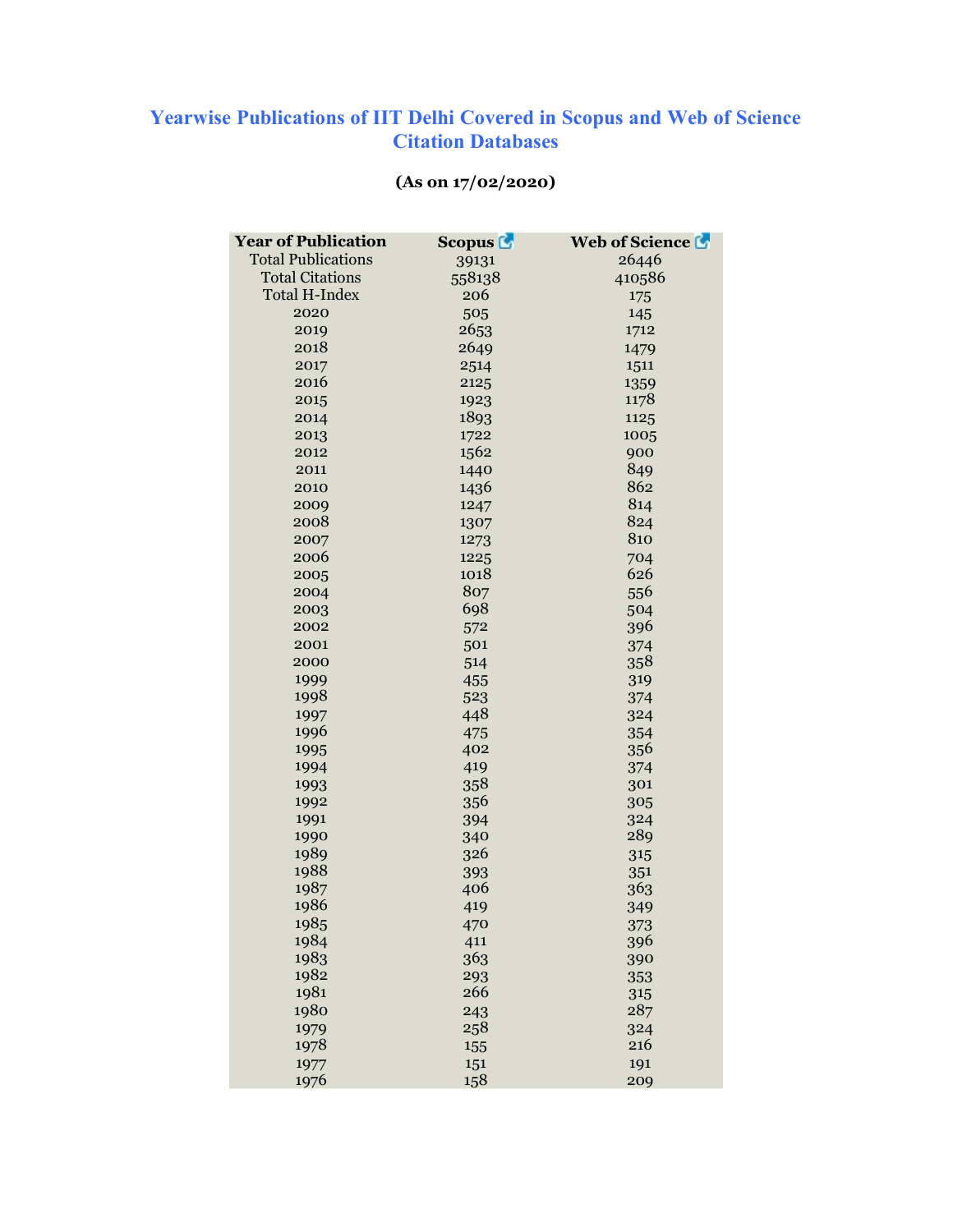# Yearwise Publications of IIT Delhi Covered in Scopus and Web of Science Citation Databases

**(As on 17/02/2020)**

| Year of Publication | Scopus | Web of Science |
|---|---|---|
| Total Publications | 39131 | 26446 |
| Total Citations | 558138 | 410586 |
| Total H-Index | 206 | 175 |
| 2020 | 505 | 145 |
| 2019 | 2653 | 1712 |
| 2018 | 2649 | 1479 |
| 2017 | 2514 | 1511 |
| 2016 | 2125 | 1359 |
| 2015 | 1923 | 1178 |
| 2014 | 1893 | 1125 |
| 2013 | 1722 | 1005 |
| 2012 | 1562 | 900 |
| 2011 | 1440 | 849 |
| 2010 | 1436 | 862 |
| 2009 | 1247 | 814 |
| 2008 | 1307 | 824 |
| 2007 | 1273 | 810 |
| 2006 | 1225 | 704 |
| 2005 | 1018 | 626 |
| 2004 | 807 | 556 |
| 2003 | 698 | 504 |
| 2002 | 572 | 396 |
| 2001 | 501 | 374 |
| 2000 | 514 | 358 |
| 1999 | 455 | 319 |
| 1998 | 523 | 374 |
| 1997 | 448 | 324 |
| 1996 | 475 | 354 |
| 1995 | 402 | 356 |
| 1994 | 419 | 374 |
| 1993 | 358 | 301 |
| 1992 | 356 | 305 |
| 1991 | 394 | 324 |
| 1990 | 340 | 289 |
| 1989 | 326 | 315 |
| 1988 | 393 | 351 |
| 1987 | 406 | 363 |
| 1986 | 419 | 349 |
| 1985 | 470 | 373 |
| 1984 | 411 | 396 |
| 1983 | 363 | 390 |
| 1982 | 293 | 353 |
| 1981 | 266 | 315 |
| 1980 | 243 | 287 |
| 1979 | 258 | 324 |
| 1978 | 155 | 216 |
| 1977 | 151 | 191 |
| 1976 | 158 | 209 |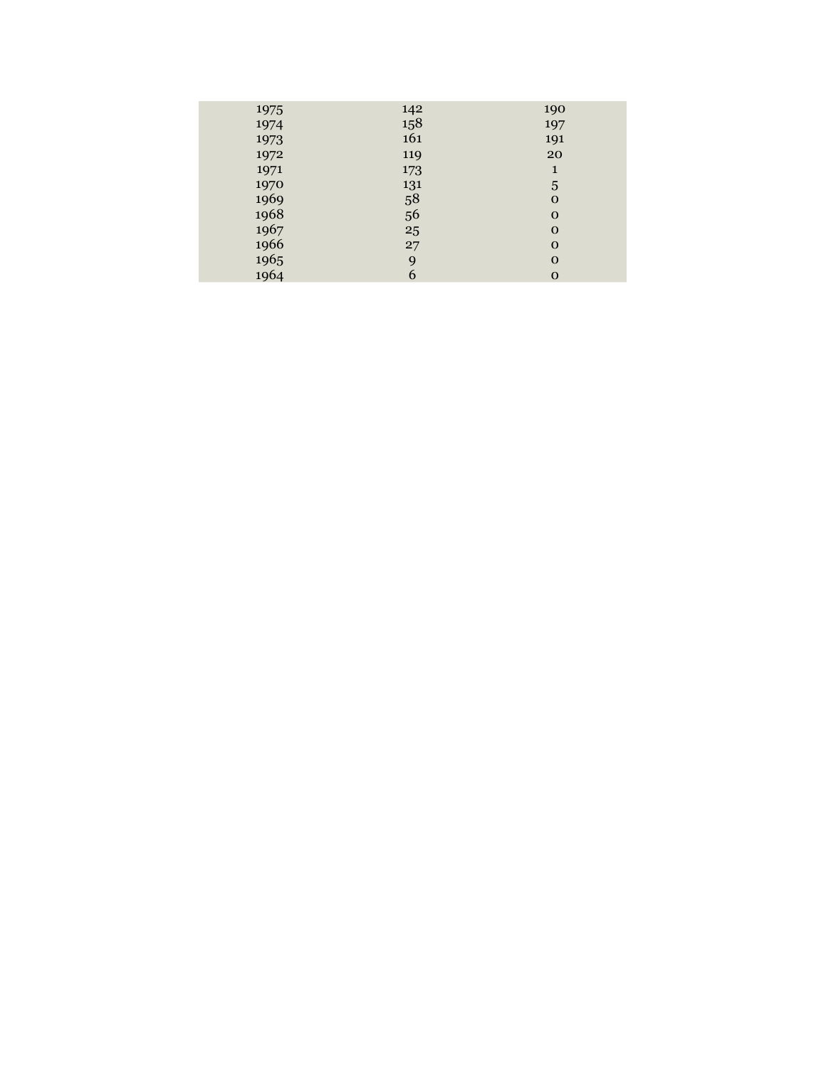| | | |
|---|---|---|
| 1975 | 142 | 190 |
| 1974 | 158 | 197 |
| 1973 | 161 | 191 |
| 1972 | 119 | 20 |
| 1971 | 173 | 1 |
| 1970 | 131 | 5 |
| 1969 | 58 | 0 |
| 1968 | 56 | 0 |
| 1967 | 25 | 0 |
| 1966 | 27 | 0 |
| 1965 | 9 | 0 |
| 1964 | 6 | 0 |